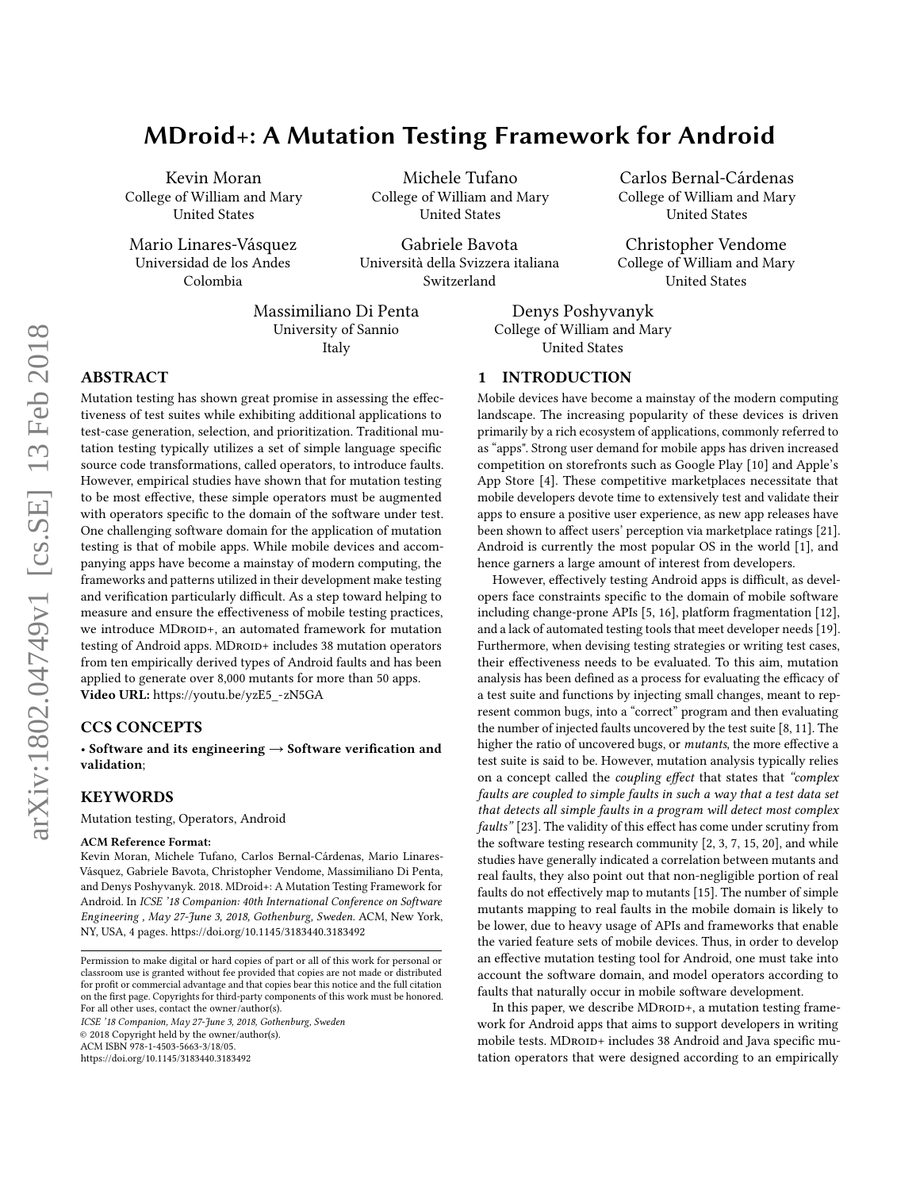# MDroid+: A Mutation Testing Framework for Android

Kevin Moran
College of William and Mary
United States

Michele Tufano
College of William and Mary
United States

Carlos Bernal-Cárdenas
College of William and Mary
United States

Mario Linares-Vásquez
Universidad de los Andes
Colombia

Gabriele Bavota
Università della Svizzera italiana
Switzerland

Christopher Vendome
College of William and Mary
United States

Massimiliano Di Penta
University of Sannio
Italy

Denys Poshyvanyk
College of William and Mary
United States

## ABSTRACT

Mutation testing has shown great promise in assessing the effectiveness of test suites while exhibiting additional applications to test-case generation, selection, and prioritization. Traditional mutation testing typically utilizes a set of simple language specific source code transformations, called operators, to introduce faults. However, empirical studies have shown that for mutation testing to be most effective, these simple operators must be augmented with operators specific to the domain of the software under test. One challenging software domain for the application of mutation testing is that of mobile apps. While mobile devices and accompanying apps have become a mainstay of modern computing, the frameworks and patterns utilized in their development make testing and verification particularly difficult. As a step toward helping to measure and ensure the effectiveness of mobile testing practices, we introduce MDroid+, an automated framework for mutation testing of Android apps. MDroid+ includes 38 mutation operators from ten empirically derived types of Android faults and has been applied to generate over 8,000 mutants for more than 50 apps.

**Video URL:** https://youtu.be/yzE5_-zN5GA

## CCS CONCEPTS

• **Software and its engineering → Software verification and validation**;

## KEYWORDS

Mutation testing, Operators, Android

**ACM Reference Format:**
Kevin Moran, Michele Tufano, Carlos Bernal-Cárdenas, Mario Linares-Vásquez, Gabriele Bavota, Christopher Vendome, Massimiliano Di Penta, and Denys Poshyvanyk. 2018. MDroid+: A Mutation Testing Framework for Android. In *ICSE '18 Companion: 40th International Conference on Software Engineering , May 27-June 3, 2018, Gothenburg, Sweden.* ACM, New York, NY, USA, 4 pages. https://doi.org/10.1145/3183440.3183492

Permission to make digital or hard copies of part or all of this work for personal or classroom use is granted without fee provided that copies are not made or distributed for profit or commercial advantage and that copies bear this notice and the full citation on the first page. Copyrights for third-party components of this work must be honored. For all other uses, contact the owner/author(s).
*ICSE '18 Companion, May 27-June 3, 2018, Gothenburg, Sweden*
© 2018 Copyright held by the owner/author(s).
ACM ISBN 978-1-4503-5663-3/18/05.
https://doi.org/10.1145/3183440.3183492

## 1 INTRODUCTION

Mobile devices have become a mainstay of the modern computing landscape. The increasing popularity of these devices is driven primarily by a rich ecosystem of applications, commonly referred to as "apps". Strong user demand for mobile apps has driven increased competition on storefronts such as Google Play [10] and Apple's App Store [4]. These competitive marketplaces necessitate that mobile developers devote time to extensively test and validate their apps to ensure a positive user experience, as new app releases have been shown to affect users' perception via marketplace ratings [21]. Android is currently the most popular OS in the world [1], and hence garners a large amount of interest from developers.

However, effectively testing Android apps is difficult, as developers face constraints specific to the domain of mobile software including change-prone APIs [5, 16], platform fragmentation [12], and a lack of automated testing tools that meet developer needs [19]. Furthermore, when devising testing strategies or writing test cases, their effectiveness needs to be evaluated. To this aim, mutation analysis has been defined as a process for evaluating the efficacy of a test suite and functions by injecting small changes, meant to represent common bugs, into a "correct" program and then evaluating the number of injected faults uncovered by the test suite [8, 11]. The higher the ratio of uncovered bugs, or *mutants*, the more effective a test suite is said to be. However, mutation analysis typically relies on a concept called the *coupling effect* that states that *"complex faults are coupled to simple faults in such a way that a test data set that detects all simple faults in a program will detect most complex faults"* [23]. The validity of this effect has come under scrutiny from the software testing research community [2, 3, 7, 15, 20], and while studies have generally indicated a correlation between mutants and real faults, they also point out that non-negligible portion of real faults do not effectively map to mutants [15]. The number of simple mutants mapping to real faults in the mobile domain is likely to be lower, due to heavy usage of APIs and frameworks that enable the varied feature sets of mobile devices. Thus, in order to develop an effective mutation testing tool for Android, one must take into account the software domain, and model operators according to faults that naturally occur in mobile software development.

In this paper, we describe MDroid+, a mutation testing framework for Android apps that aims to support developers in writing mobile tests. MDroid+ includes 38 Android and Java specific mutation operators that were designed according to an empirically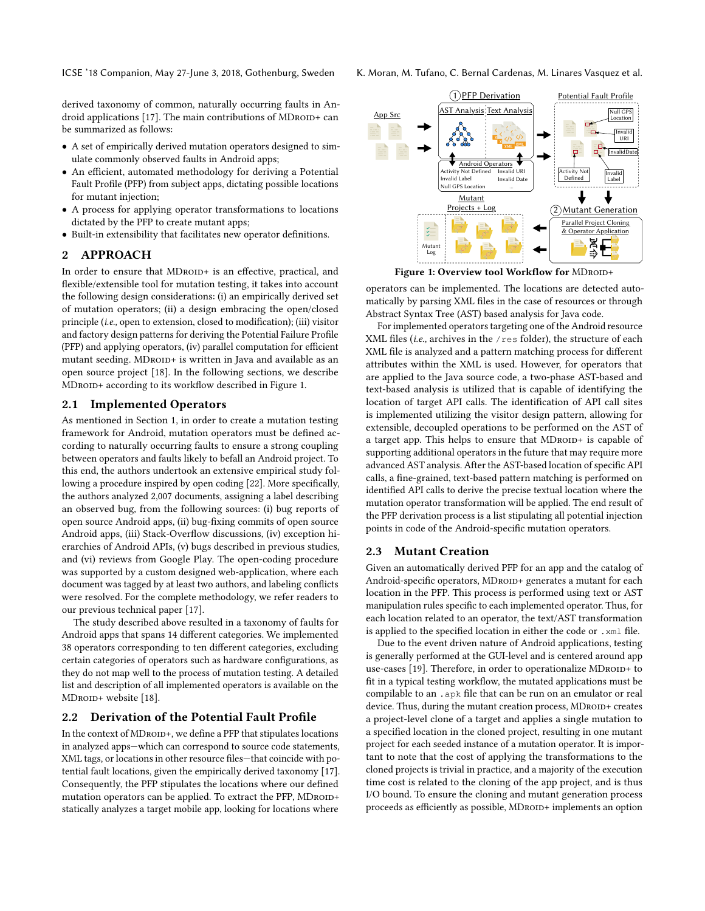derived taxonomy of common, naturally occurring faults in Android applications [17]. The main contributions of MDroid+ can be summarized as follows:

- A set of empirically derived mutation operators designed to simulate commonly observed faults in Android apps;
- An efficient, automated methodology for deriving a Potential Fault Profile (PFP) from subject apps, dictating possible locations for mutant injection;
- A process for applying operator transformations to locations dictated by the PFP to create mutant apps;
- Built-in extensibility that facilitates new operator definitions.

# 2 APPROACH

In order to ensure that MDroid+ is an effective, practical, and flexible/extensible tool for mutation testing, it takes into account the following design considerations: (i) an empirically derived set of mutation operators; (ii) a design embracing the open/closed principle (*i.e.,* open to extension, closed to modification); (iii) visitor and factory design patterns for deriving the Potential Failure Profile (PFP) and applying operators, (iv) parallel computation for efficient mutant seeding. MDroid+ is written in Java and available as an open source project [18]. In the following sections, we describe MDroid+ according to its workflow described in Figure 1.

## 2.1 Implemented Operators

As mentioned in Section 1, in order to create a mutation testing framework for Android, mutation operators must be defined according to naturally occurring faults to ensure a strong coupling between operators and faults likely to befall an Android project. To this end, the authors undertook an extensive empirical study following a procedure inspired by open coding [22]. More specifically, the authors analyzed 2,007 documents, assigning a label describing an observed bug, from the following sources: (i) bug reports of open source Android apps, (ii) bug-fixing commits of open source Android apps, (iii) Stack-Overflow discussions, (iv) exception hierarchies of Android APIs, (v) bugs described in previous studies, and (vi) reviews from Google Play. The open-coding procedure was supported by a custom designed web-application, where each document was tagged by at least two authors, and labeling conflicts were resolved. For the complete methodology, we refer readers to our previous technical paper [17].

The study described above resulted in a taxonomy of faults for Android apps that spans 14 different categories. We implemented 38 operators corresponding to ten different categories, excluding certain categories of operators such as hardware configurations, as they do not map well to the process of mutation testing. A detailed list and description of all implemented operators is available on the MDroid+ website [18].

## 2.2 Derivation of the Potential Fault Profile

In the context of MDroid+, we define a PFP that stipulates locations in analyzed apps—which can correspond to source code statements, XML tags, or locations in other resource files—that coincide with potential fault locations, given the empirically derived taxonomy [17]. Consequently, the PFP stipulates the locations where our defined mutation operators can be applied. To extract the PFP, MDroid+ statically analyzes a target mobile app, looking for locations where

①PFP Derivation
Potential Fault Profile
App Src
AST Analysis
Text Analysis
Null GPS Location
Invalid URI
InvalidDate
Android Operators
Activity Not Defined
Invalid URI
Invalid Label
Invalid Date
Null GPS Location
...
Activity Not Defined
Invalid Label
Mutant Projects + Log
②Mutant Generation
Mutant Log
Parallel Project Cloning & Operator Application

**Figure 1: Overview tool Workflow for MDroid+**

operators can be implemented. The locations are detected automatically by parsing XML files in the case of resources or through Abstract Syntax Tree (AST) based analysis for Java code.

For implemented operators targeting one of the Android resource XML files (*i.e.,* archives in the `/res` folder), the structure of each XML file is analyzed and a pattern matching process for different attributes within the XML is used. However, for operators that are applied to the Java source code, a two-phase AST-based and text-based analysis is utilized that is capable of identifying the location of target API calls. The identification of API call sites is implemented utilizing the visitor design pattern, allowing for extensible, decoupled operations to be performed on the AST of a target app. This helps to ensure that MDroid+ is capable of supporting additional operators in the future that may require more advanced AST analysis. After the AST-based location of specific API calls, a fine-grained, text-based pattern matching is performed on identified API calls to derive the precise textual location where the mutation operator transformation will be applied. The end result of the PFP derivation process is a list stipulating all potential injection points in code of the Android-specific mutation operators.

## 2.3 Mutant Creation

Given an automatically derived PFP for an app and the catalog of Android-specific operators, MDroid+ generates a mutant for each location in the PFP. This process is performed using text or AST manipulation rules specific to each implemented operator. Thus, for each location related to an operator, the text/AST transformation is applied to the specified location in either the code or `.xml` file.

Due to the event driven nature of Android applications, testing is generally performed at the GUI-level and is centered around app use-cases [19]. Therefore, in order to operationalize MDroid+ to fit in a typical testing workflow, the mutated applications must be compilable to an `.apk` file that can be run on an emulator or real device. Thus, during the mutant creation process, MDroid+ creates a project-level clone of a target and applies a single mutation to a specified location in the cloned project, resulting in one mutant project for each seeded instance of a mutation operator. It is important to note that the cost of applying the transformations to the cloned projects is trivial in practice, and a majority of the execution time cost is related to the cloning of the app project, and is thus I/O bound. To ensure the cloning and mutant generation process proceeds as efficiently as possible, MDroid+ implements an option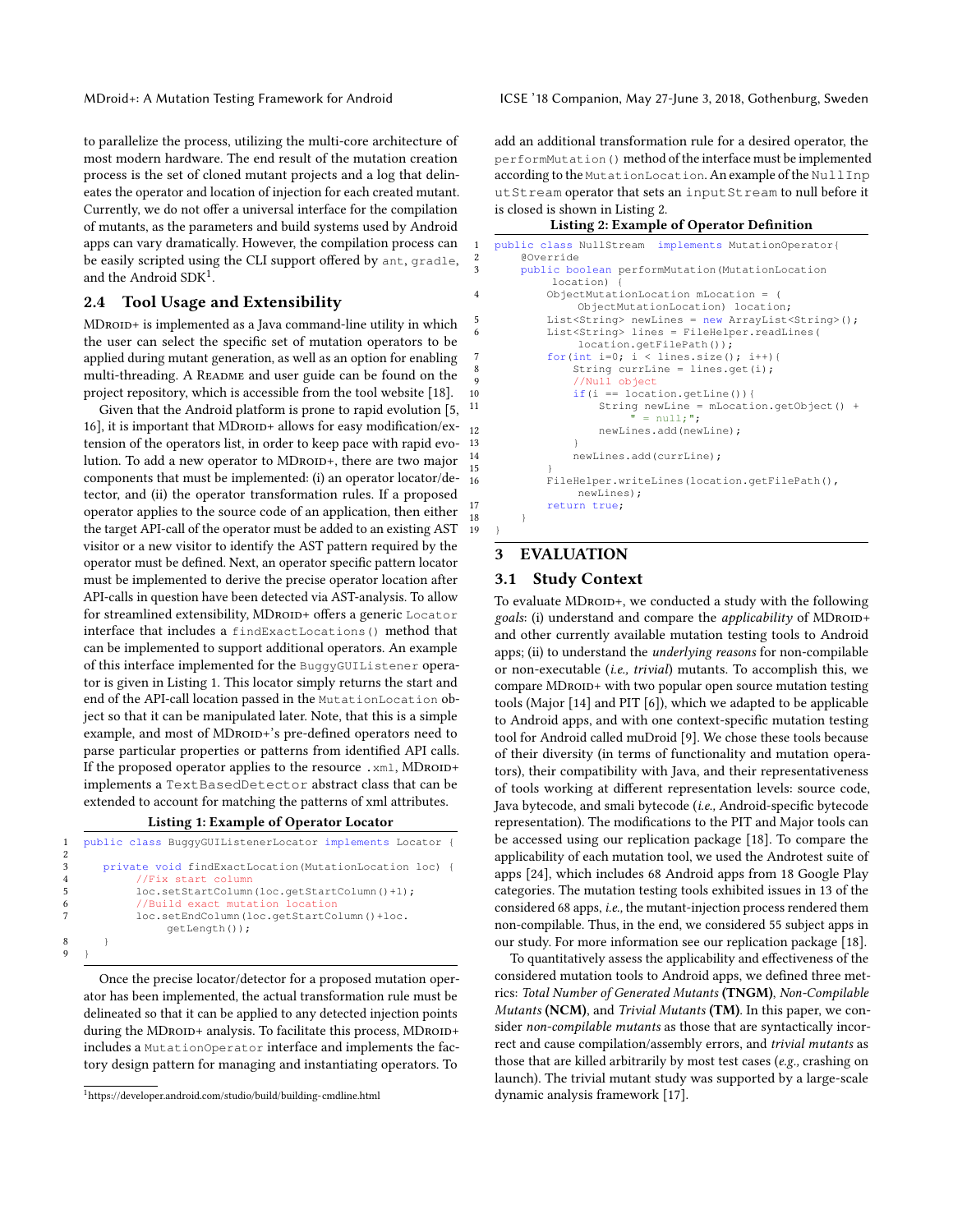to parallelize the process, utilizing the multi-core architecture of most modern hardware. The end result of the mutation creation process is the set of cloned mutant projects and a log that delineates the operator and location of injection for each created mutant. Currently, we do not offer a universal interface for the compilation of mutants, as the parameters and build systems used by Android apps can vary dramatically. However, the compilation process can be easily scripted using the CLI support offered by `ant`, `gradle`, and the Android SDK[1].

## 2.4 Tool Usage and Extensibility

MDroid+ is implemented as a Java command-line utility in which the user can select the specific set of mutation operators to be applied during mutant generation, as well as an option for enabling multi-threading. A README and user guide can be found on the project repository, which is accessible from the tool website [18].

Given that the Android platform is prone to rapid evolution [5, 16], it is important that MDroid+ allows for easy modification/extension of the operators list, in order to keep pace with rapid evolution. To add a new operator to MDroid+, there are two major components that must be implemented: (i) an operator locator/detector, and (ii) the operator transformation rules. If a proposed operator applies to the source code of an application, then either the target API-call of the operator must be added to an existing AST visitor or a new visitor to identify the AST pattern required by the operator must be defined. Next, an operator specific pattern locator must be implemented to derive the precise operator location after API-calls in question have been detected via AST-analysis. To allow for streamlined extensibility, MDroid+ offers a generic `Locator` interface that includes a `findExactLocations()` method that can be implemented to support additional operators. An example of this interface implemented for the `BuggyGUIListener` operator is given in Listing 1. This locator simply returns the start and end of the API-call location passed in the `MutationLocation` object so that it can be manipulated later. Note, that this is a simple example, and most of MDroid+'s pre-defined operators need to parse particular properties or patterns from identified API calls. If the proposed operator applies to the resource `.xml`, MDroid+ implements a `TextBasedDetector` abstract class that can be extended to account for matching the patterns of xml attributes.

**Listing 1: Example of Operator Locator**

```java
public class BuggyGUIListenerLocator implements Locator {

    private void findExactLocation(MutationLocation loc) {
        //Fix start column
        loc.setStartColumn(loc.getStartColumn()+1);
        //Build exact mutation location
        loc.setEndColumn(loc.getStartColumn()+loc.
            getLength());
    }
}
```

Once the precise locator/detector for a proposed mutation operator has been implemented, the actual transformation rule must be delineated so that it can be applied to any detected injection points during the MDroid+ analysis. To facilitate this process, MDroid+ includes a `MutationOperator` interface and implements the factory design pattern for managing and instantiating operators. To add an additional transformation rule for a desired operator, the `performMutation()` method of the interface must be implemented according to the `MutationLocation`. An example of the `NullInputStream` operator that sets an `inputStream` to null before it is closed is shown in Listing 2.

**Listing 2: Example of Operator Definition**

```java
public class NullStream  implements MutationOperator{
    @Override
    public boolean performMutation(MutationLocation
        location) {
        ObjectMutationLocation mLocation = (
            ObjectMutationLocation) location;
        List<String> newLines = new ArrayList<String>();
        List<String> lines = FileHelper.readLines(
            location.getFilePath());
        for(int i=0; i < lines.size(); i++){
            String currLine = lines.get(i);
            //Null object
            if(i == location.getLine()){
                String newLine = mLocation.getObject() +
                    " = null;";
                newLines.add(newLine);
            }
            newLines.add(currLine);
        }
        FileHelper.writeLines(location.getFilePath(),
            newLines);
        return true;
    }
}
```

# 3 EVALUATION

## 3.1 Study Context

To evaluate MDroid+, we conducted a study with the following *goals*: (i) understand and compare the *applicability* of MDroid+ and other currently available mutation testing tools to Android apps; (ii) to understand the *underlying reasons* for non-compilable or non-executable (*i.e., trivial*) mutants. To accomplish this, we compare MDroid+ with two popular open source mutation testing tools (Major [14] and PIT [6]), which we adapted to be applicable to Android apps, and with one context-specific mutation testing tool for Android called muDroid [9]. We chose these tools because of their diversity (in terms of functionality and mutation operators), their compatibility with Java, and their representativeness of tools working at different representation levels: source code, Java bytecode, and smali bytecode (*i.e.,* Android-specific bytecode representation). The modifications to the PIT and Major tools can be accessed using our replication package [18]. To compare the applicability of each mutation tool, we used the Androtest suite of apps [24], which includes 68 Android apps from 18 Google Play categories. The mutation testing tools exhibited issues in 13 of the considered 68 apps, *i.e.,* the mutant-injection process rendered them non-compilable. Thus, in the end, we considered 55 subject apps in our study. For more information see our replication package [18].

To quantitatively assess the applicability and effectiveness of the considered mutation tools to Android apps, we defined three metrics: *Total Number of Generated Mutants* **(TNGM)**, *Non-Compilable Mutants* **(NCM)**, and *Trivial Mutants* **(TM)**. In this paper, we consider *non-compilable mutants* as those that are syntactically incorrect and cause compilation/assembly errors, and *trivial mutants* as those that are killed arbitrarily by most test cases (*e.g.,* crashing on launch). The trivial mutant study was supported by a large-scale dynamic analysis framework [17].

[1] https://developer.android.com/studio/build/building-cmdline.html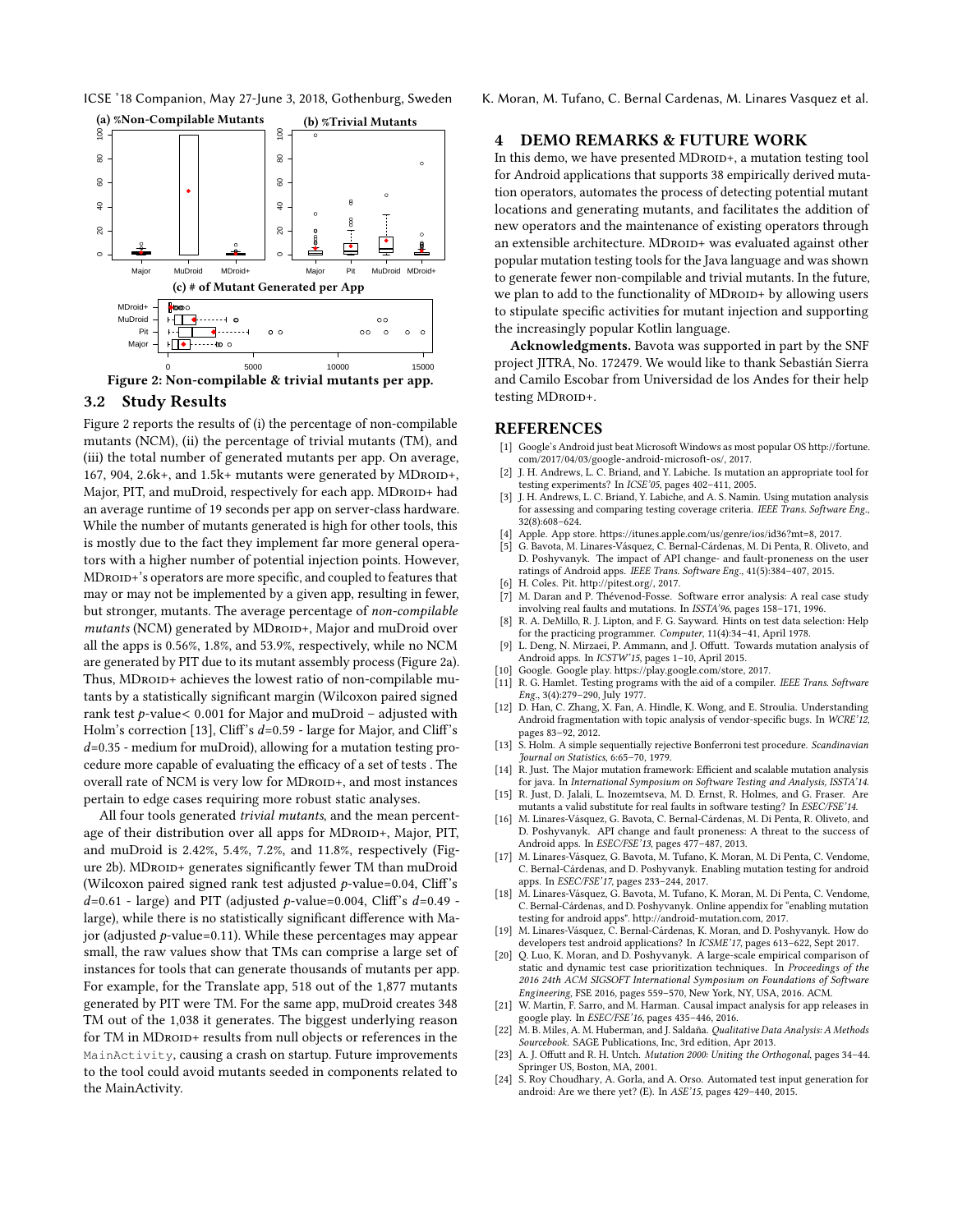(a) %Non-Compilable Mutants

0
20
40
60
80
100

Major
MuDroid
MDroid+

(b) %Trivial Mutants

0
20
40
60
80
100

Major
Pit
MuDroid
MDroid+

(c) # of Mutant Generated per App

MDroid+
MuDroid
Pit
Major

0
5000
10000
15000

**Figure 2: Non-compilable & trivial mutants per app.**

### 3.2 Study Results

Figure 2 reports the results of (i) the percentage of non-compilable mutants (NCM), (ii) the percentage of trivial mutants (TM), and (iii) the total number of generated mutants per app. On average, 167, 904, 2.6k+, and 1.5k+ mutants were generated by MDroid+, Major, PIT, and muDroid, respectively for each app. MDroid+ had an average runtime of 19 seconds per app on server-class hardware. While the number of mutants generated is high for other tools, this is mostly due to the fact they implement far more general operators with a higher number of potential injection points. However, MDroid+'s operators are more specific, and coupled to features that may or may not be implemented by a given app, resulting in fewer, but stronger, mutants. The average percentage of *non-compilable mutants* (NCM) generated by MDroid+, Major and muDroid over all the apps is 0.56%, 1.8%, and 53.9%, respectively, while no NCM are generated by PIT due to its mutant assembly process (Figure 2a). Thus, MDroid+ achieves the lowest ratio of non-compilable mutants by a statistically significant margin (Wilcoxon paired signed rank test $p$-value$< 0.001$ for Major and muDroid – adjusted with Holm's correction [13], Cliff's $d$=0.59 - large for Major, and Cliff's $d$=0.35 - medium for muDroid), allowing for a mutation testing procedure more capable of evaluating the efficacy of a set of tests . The overall rate of NCM is very low for MDroid+, and most instances pertain to edge cases requiring more robust static analyses.

All four tools generated *trivial mutants*, and the mean percentage of their distribution over all apps for MDroid+, Major, PIT, and muDroid is 2.42%, 5.4%, 7.2%, and 11.8%, respectively (Figure 2b). MDroid+ generates significantly fewer TM than muDroid (Wilcoxon paired signed rank test adjusted $p$-value=0.04, Cliff's $d$=0.61 - large) and PIT (adjusted $p$-value=0.004, Cliff's $d$=0.49 - large), while there is no statistically significant difference with Major (adjusted $p$-value=0.11). While these percentages may appear small, the raw values show that TMs can comprise a large set of instances for tools that can generate thousands of mutants per app. For example, for the Translate app, 518 out of the 1,877 mutants generated by PIT were TM. For the same app, muDroid creates 348 TM out of the 1,038 it generates. The biggest underlying reason for TM in MDroid+ results from null objects or references in the `MainActivity`, causing a crash on startup. Future improvements to the tool could avoid mutants seeded in components related to the MainActivity.

## 4 DEMO REMARKS & FUTURE WORK

In this demo, we have presented MDroid+, a mutation testing tool for Android applications that supports 38 empirically derived mutation operators, automates the process of detecting potential mutant locations and generating mutants, and facilitates the addition of new operators and the maintenance of existing operators through an extensible architecture. MDroid+ was evaluated against other popular mutation testing tools for the Java language and was shown to generate fewer non-compilable and trivial mutants. In the future, we plan to add to the functionality of MDroid+ by allowing users to stipulate specific activities for mutant injection and supporting the increasingly popular Kotlin language.

**Acknowledgments.** Bavota was supported in part by the SNF project JITRA, No. 172479. We would like to thank Sebastián Sierra and Camilo Escobar from Universidad de los Andes for their help testing MDroid+.

## REFERENCES

[1] Google's Android just beat Microsoft Windows as most popular OS http://fortune.com/2017/04/03/google-android-microsoft-os/, 2017.

[2] J. H. Andrews, L. C. Briand, and Y. Labiche. Is mutation an appropriate tool for testing experiments? In *ICSE'05*, pages 402–411, 2005.

[3] J. H. Andrews, L. C. Briand, Y. Labiche, and A. S. Namin. Using mutation analysis for assessing and comparing testing coverage criteria. *IEEE Trans. Software Eng.*, 32(8):608–624.

[4] Apple. App store. https://itunes.apple.com/us/genre/ios/id36?mt=8, 2017.

[5] G. Bavota, M. Linares-Vásquez, C. Bernal-Cárdenas, M. Di Penta, R. Oliveto, and D. Poshyvanyk. The impact of API change- and fault-proneness on the user ratings of Android apps. *IEEE Trans. Software Eng.*, 41(5):384–407, 2015.

[6] H. Coles. Pit. http://pitest.org/, 2017.

[7] M. Daran and P. Thévenod-Fosse. Software error analysis: A real case study involving real faults and mutations. In *ISSTA'96*, pages 158–171, 1996.

[8] R. A. DeMillo, R. J. Lipton, and F. G. Sayward. Hints on test data selection: Help for the practicing programmer. *Computer*, 11(4):34–41, April 1978.

[9] L. Deng, N. Mirzaei, P. Ammann, and J. Offutt. Towards mutation analysis of Android apps. In *ICSTW'15*, pages 1–10, April 2015.

[10] Google. Google play. https://play.google.com/store, 2017.

[11] R. G. Hamlet. Testing programs with the aid of a compiler. *IEEE Trans. Software Eng.*, 3(4):279–290, July 1977.

[12] D. Han, C. Zhang, X. Fan, A. Hindle, K. Wong, and E. Stroulia. Understanding Android fragmentation with topic analysis of vendor-specific bugs. In *WCRE'12*, pages 83–92, 2012.

[13] S. Holm. A simple sequentially rejective Bonferroni test procedure. *Scandinavian Journal on Statistics*, 6:65–70, 1979.

[14] R. Just. The Major mutation framework: Efficient and scalable mutation analysis for java. In *International Symposium on Software Testing and Analysis, ISSTA'14*.

[15] R. Just, D. Jalali, L. Inozemtseva, M. D. Ernst, R. Holmes, and G. Fraser. Are mutants a valid substitute for real faults in software testing? In *ESEC/FSE'14*.

[16] M. Linares-Vásquez, G. Bavota, C. Bernal-Cárdenas, M. Di Penta, R. Oliveto, and D. Poshyvanyk. API change and fault proneness: A threat to the success of Android apps. In *ESEC/FSE'13*, pages 477–487, 2013.

[17] M. Linares-Vásquez, G. Bavota, M. Tufano, K. Moran, M. Di Penta, C. Vendome, C. Bernal-Cárdenas, and D. Poshyvanyk. Enabling mutation testing for android apps. In *ESEC/FSE'17*, pages 233–244, 2017.

[18] M. Linares-Vásquez, G. Bavota, M. Tufano, K. Moran, M. Di Penta, C. Vendome, C. Bernal-Cárdenas, and D. Poshyvanyk. Online appendix for "enabling mutation testing for android apps". http://android-mutation.com, 2017.

[19] M. Linares-Vásquez, C. Bernal-Cárdenas, K. Moran, and D. Poshyvanyk. How do developers test android applications? In *ICSME'17*, pages 613–622, Sept 2017.

[20] Q. Luo, K. Moran, and D. Poshyvanyk. A large-scale empirical comparison of static and dynamic test case prioritization techniques. In *Proceedings of the 2016 24th ACM SIGSOFT International Symposium on Foundations of Software Engineering*, FSE 2016, pages 559–570, New York, NY, USA, 2016. ACM.

[21] W. Martin, F. Sarro, and M. Harman. Causal impact analysis for app releases in google play. In *ESEC/FSE'16*, pages 435–446, 2016.

[22] M. B. Miles, A. M. Huberman, and J. Saldaña. *Qualitative Data Analysis: A Methods Sourcebook*. SAGE Publications, Inc, 3rd edition, Apr 2013.

[23] A. J. Offutt and R. H. Untch. *Mutation 2000: Uniting the Orthogonal*, pages 34–44. Springer US, Boston, MA, 2001.

[24] S. Roy Choudhary, A. Gorla, and A. Orso. Automated test input generation for android: Are we there yet? (E). In *ASE'15*, pages 429–440, 2015.